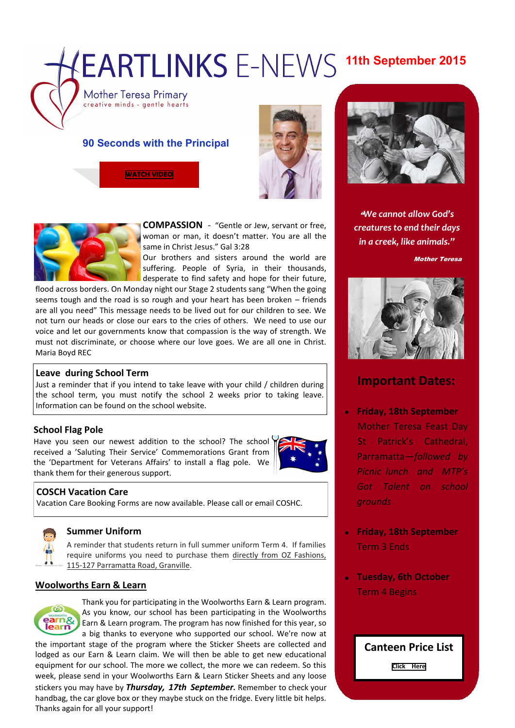# HEARTLINKS E-NEWS

**11th September 2015**

Mother Teresa Primary
creative minds - gentle hearts

## 90 Seconds with the Principal

WATCH VIDEO

**COMPASSION** - "Gentle or Jew, servant or free, woman or man, it doesn't matter. You are all the same in Christ Jesus." Gal 3:28

Our brothers and sisters around the world are suffering. People of Syria, in their thousands, desperate to find safety and hope for their future, flood across borders. On Monday night our Stage 2 students sang "When the going seems tough and the road is so rough and your heart has been broken – friends are all you need" This message needs to be lived out for our children to see. We not turn our heads or close our ears to the cries of others. We need to use our voice and let our governments know that compassion is the way of strength. We must not discriminate, or choose where our love goes. We are all one in Christ. Maria Boyd REC

### Leave during School Term

Just a reminder that if you intend to take leave with your child / children during the school term, you must notify the school 2 weeks prior to taking leave. Information can be found on the school website.

### School Flag Pole

Have you seen our newest addition to the school? The school received a 'Saluting Their Service' Commemorations Grant from the 'Department for Veterans Affairs' to install a flag pole. We thank them for their generous support.

### COSCH Vacation Care

Vacation Care Booking Forms are now available. Please call or email COSHC.

### Summer Uniform

A reminder that students return in full summer uniform Term 4. If families require uniforms you need to purchase them directly from OZ Fashions, 115-127 Parramatta Road, Granville.

### Woolworths Earn & Learn

Thank you for participating in the Woolworths Earn & Learn program. As you know, our school has been participating in the Woolworths Earn & Learn program. The program has now finished for this year, so a big thanks to everyone who supported our school. We're now at the important stage of the program where the Sticker Sheets are collected and lodged as our Earn & Learn claim. We will then be able to get new educational equipment for our school. The more we collect, the more we can redeem. So this week, please send in your Woolworths Earn & Learn Sticker Sheets and any loose stickers you may have by ***Thursday, 17th September.*** Remember to check your handbag, the car glove box or they maybe stuck on the fridge. Every little bit helps. Thanks again for all your support!

*"We cannot allow God's creatures to end their days in a creek, like animals."*

***Mother Teresa***

## Important Dates:

- **Friday, 18th September**
  Mother Teresa Feast Day
  St Patrick's Cathedral, Parramatta—*followed by Picnic lunch and MTP's Got Talent on school grounds*

- **Friday, 18th September**
  Term 3 Ends

- **Tuesday, 6th October**
  Term 4 Begins

### Canteen Price List

Click Here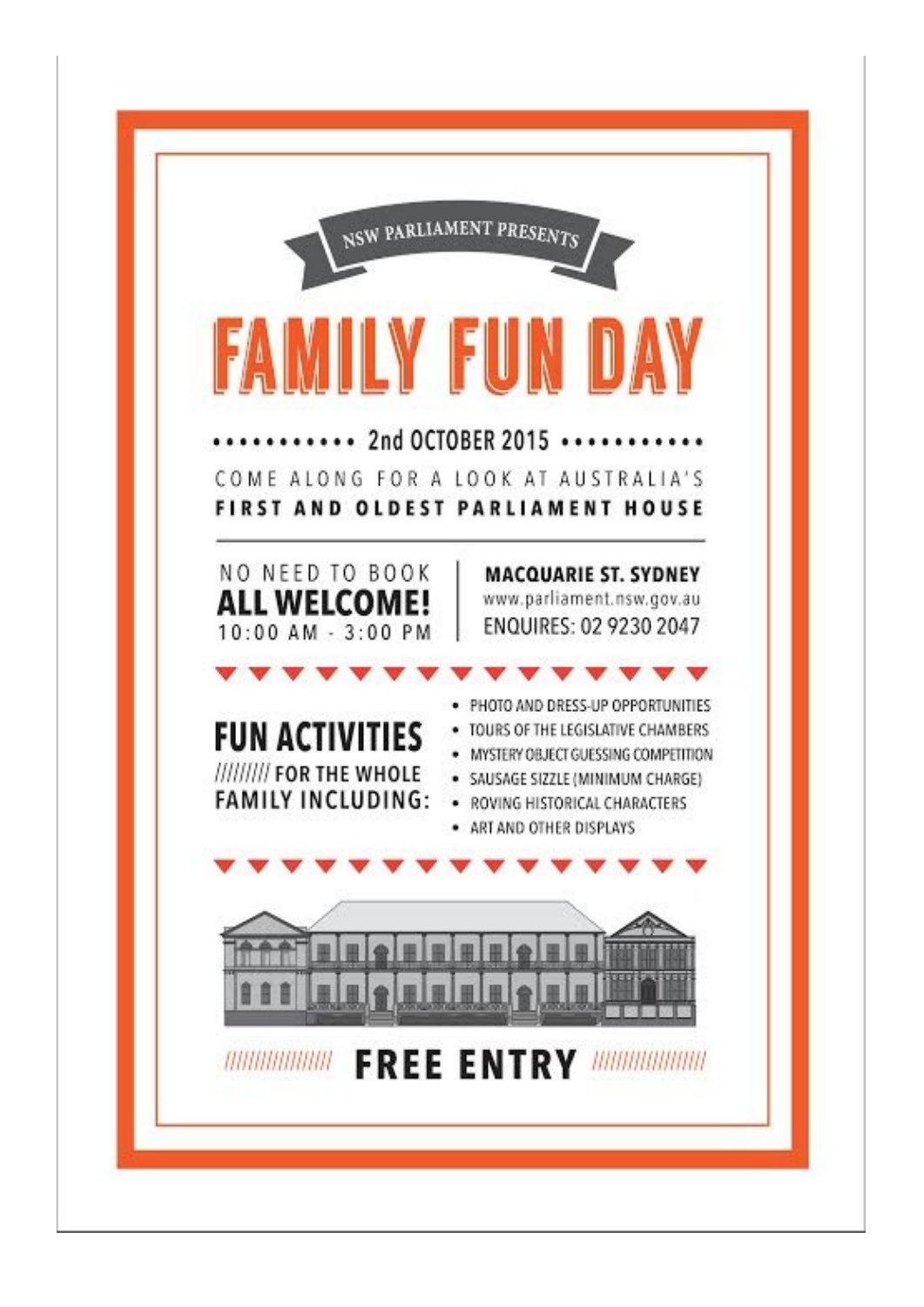NSW PARLIAMENT PRESENTS

# FAMILY FUN DAY

2nd OCTOBER 2015

COME ALONG FOR A LOOK AT AUSTRALIA'S
**FIRST AND OLDEST PARLIAMENT HOUSE**

NO NEED TO BOOK
**ALL WELCOME!**
10:00 AM - 3:00 PM

**MACQUARIE ST. SYDNEY**
www.parliament.nsw.gov.au
ENQUIRES: 02 9230 2047

## FUN ACTIVITIES

FOR THE WHOLE FAMILY INCLUDING:

- PHOTO AND DRESS-UP OPPORTUNITIES
- TOURS OF THE LEGISLATIVE CHAMBERS
- MYSTERY OBJECT GUESSING COMPETITION
- SAUSAGE SIZZLE (MINIMUM CHARGE)
- ROVING HISTORICAL CHARACTERS
- ART AND OTHER DISPLAYS

**FREE ENTRY**